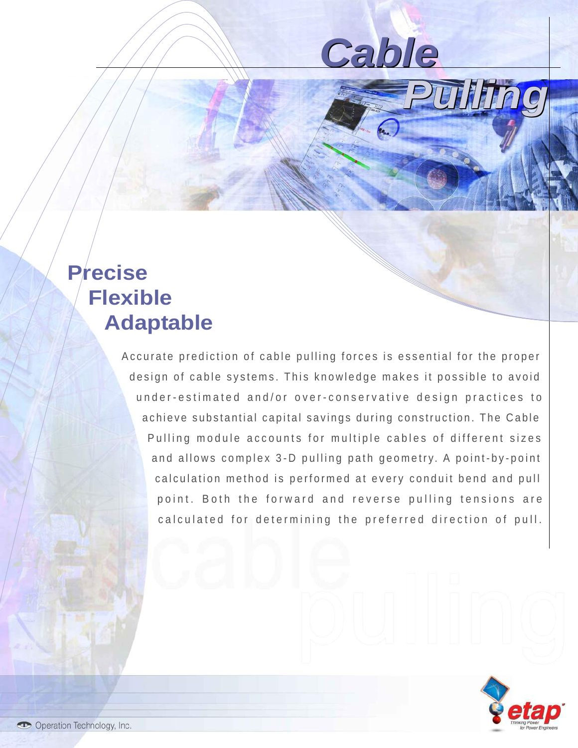# Cable Pulling

## Precise
## Flexible
## Adaptable

Accurate prediction of cable pulling forces is essential for the proper design of cable systems. This knowledge makes it possible to avoid under-estimated and/or over-conservative design practices to achieve substantial capital savings during construction. The Cable Pulling module accounts for multiple cables of different sizes and allows complex 3-D pulling path geometry. A point-by-point calculation method is performed at every conduit bend and pull point. Both the forward and reverse pulling tensions are calculated for determining the preferred direction of pull.

Operation Technology, Inc.

etap — Thinking Power for Power Engineers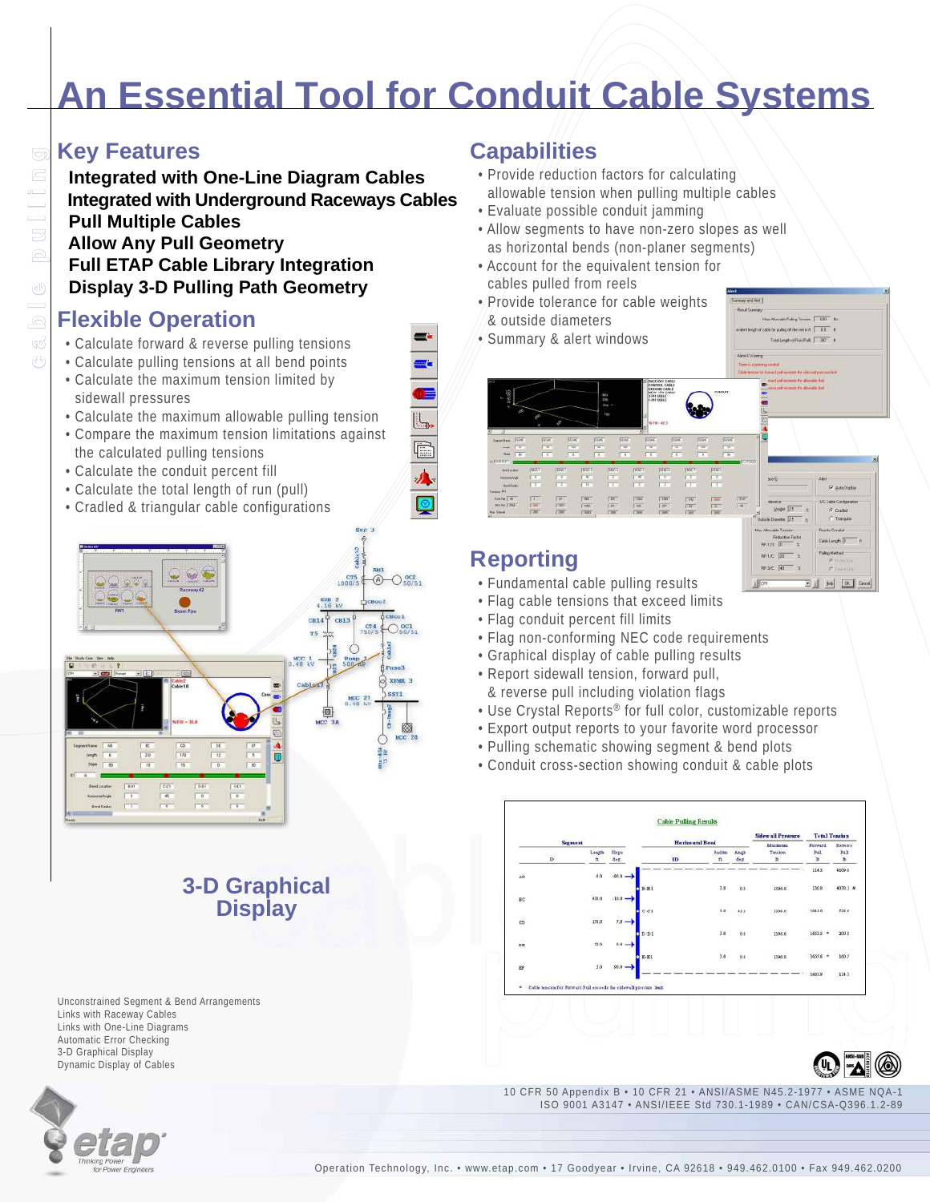# An Essential Tool for Conduit Cable Systems

## Key Features

**Integrated with One-Line Diagram Cables**
**Integrated with Underground Raceways Cables**
**Pull Multiple Cables**
**Allow Any Pull Geometry**
**Full ETAP Cable Library Integration**
**Display 3-D Pulling Path Geometry**

## Flexible Operation

- Calculate forward & reverse pulling tensions
- Calculate pulling tensions at all bend points
- Calculate the maximum tension limited by sidewall pressures
- Calculate the maximum allowable pulling tension
- Compare the maximum tension limitations against the calculated pulling tensions
- Calculate the conduit percent fill
- Calculate the total length of run (pull)
- Cradled & triangular cable configurations

## Capabilities

- Provide reduction factors for calculating allowable tension when pulling multiple cables
- Evaluate possible conduit jamming
- Allow segments to have non-zero slopes as well as horizontal bends (non-planer segments)
- Account for the equivalent tension for cables pulled from reels
- Provide tolerance for cable weights & outside diameters
- Summary & alert windows

## Reporting

- Fundamental cable pulling results
- Flag cable tensions that exceed limits
- Flag conduit percent fill limits
- Flag non-conforming NEC code requirements
- Graphical display of cable pulling results
- Report sidewall tension, forward pull, & reverse pull including violation flags
- Use Crystal Reports® for full color, customizable reports
- Export output reports to your favorite word processor
- Pulling schematic showing segment & bend plots
- Conduit cross-section showing conduit & cable plots

## 3-D Graphical Display

Unconstrained Segment & Bend Arrangements
Links with Raceway Cables
Links with One-Line Diagrams
Automatic Error Checking
3-D Graphical Display
Dynamic Display of Cables

10 CFR 50 Appendix B • 10 CFR 21 • ANSI/ASME N45.2-1977 • ASME NQA-1
ISO 9001 A3147 • ANSI/IEEE Std 730.1-1989 • CAN/CSA-Q396.1.2-89

etap — Thinking Power for Power Engineers

Operation Technology, Inc. • www.etap.com • 17 Goodyear • Irvine, CA 92618 • 949.462.0100 • Fax 949.462.0200